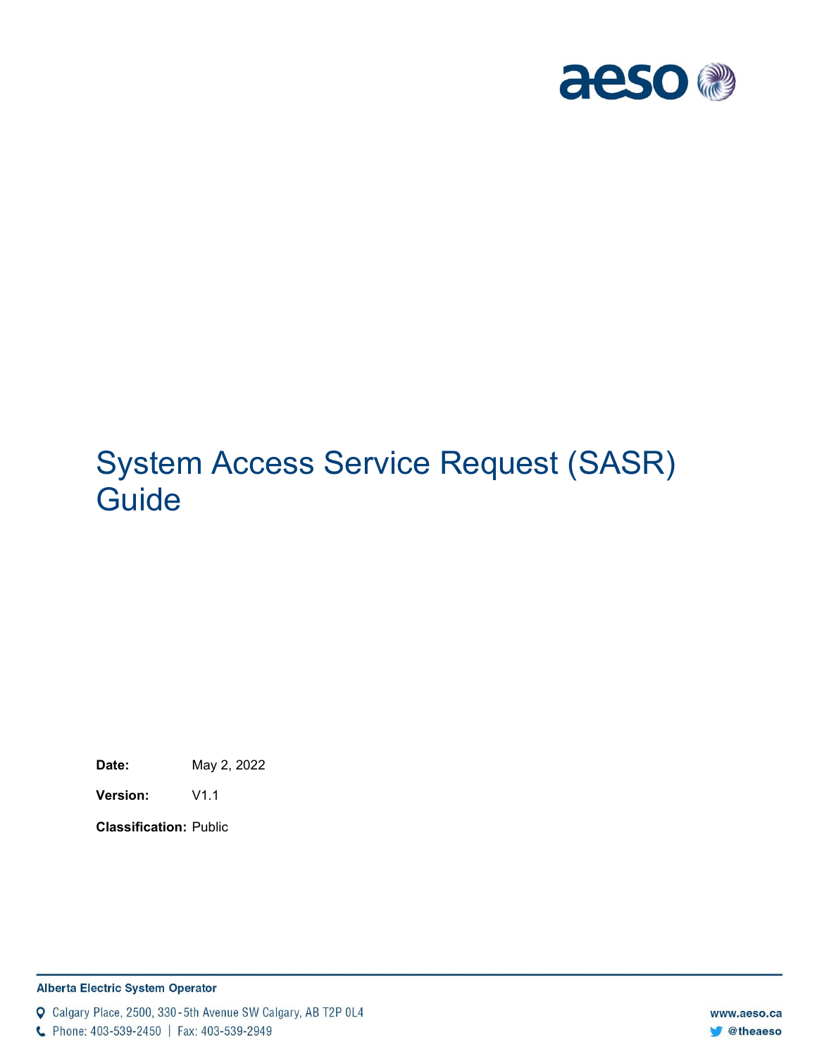# System Access Service Request (SASR) Guide

**Date:** May 2, 2022

**Version:** V1.1

**Classification:** Public

**Alberta Electric System Operator**

Calgary Place, 2500, 330-5th Avenue SW Calgary, AB T2P 0L4

Phone: 403-539-2450 | Fax: 403-539-2949

www.aeso.ca

@theaeso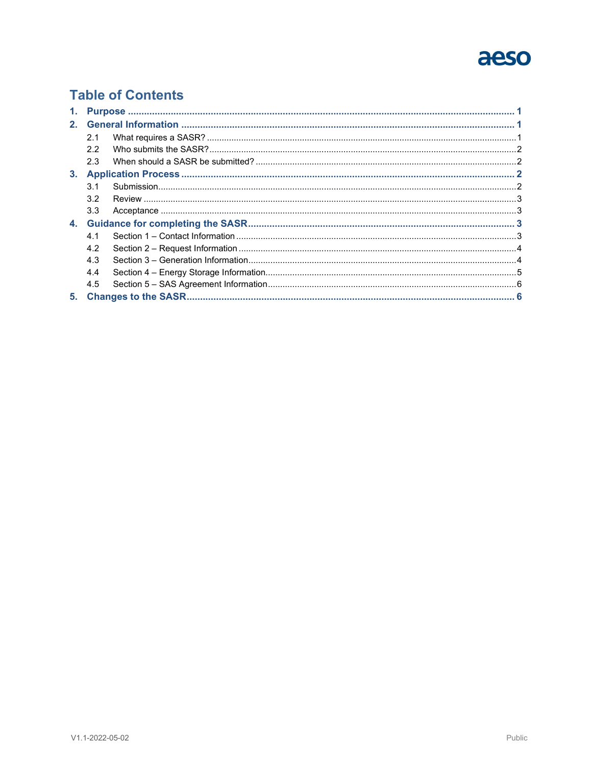# Table of Contents

1. **Purpose** ........................................ 1
2. **General Information** ........................................ 1
   - 2.1 What requires a SASR? ........................................ 1
   - 2.2 Who submits the SASR? ........................................ 2
   - 2.3 When should a SASR be submitted? ........................................ 2
3. **Application Process** ........................................ 2
   - 3.1 Submission ........................................ 2
   - 3.2 Review ........................................ 3
   - 3.3 Acceptance ........................................ 3
4. **Guidance for completing the SASR** ........................................ 3
   - 4.1 Section 1 – Contact Information ........................................ 3
   - 4.2 Section 2 – Request Information ........................................ 4
   - 4.3 Section 3 – Generation Information ........................................ 4
   - 4.4 Section 4 – Energy Storage Information ........................................ 5
   - 4.5 Section 5 – SAS Agreement Information ........................................ 6
5. **Changes to the SASR** ........................................ 6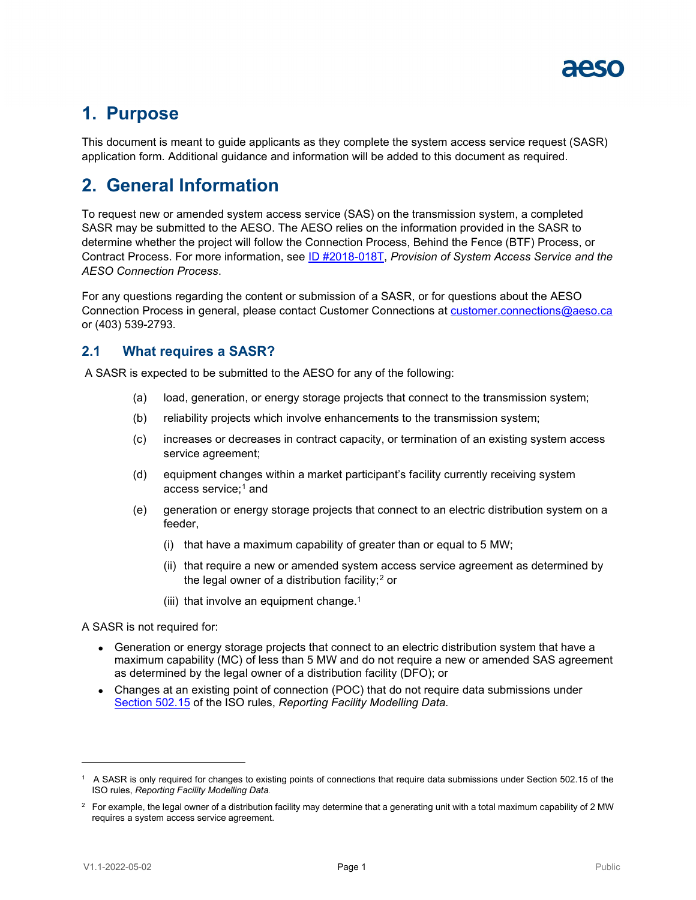# 1. Purpose

This document is meant to guide applicants as they complete the system access service request (SASR) application form. Additional guidance and information will be added to this document as required.

# 2. General Information

To request new or amended system access service (SAS) on the transmission system, a completed SASR may be submitted to the AESO. The AESO relies on the information provided in the SASR to determine whether the project will follow the Connection Process, Behind the Fence (BTF) Process, or Contract Process. For more information, see [ID #2018-018T](), *Provision of System Access Service and the AESO Connection Process*.

For any questions regarding the content or submission of a SASR, or for questions about the AESO Connection Process in general, please contact Customer Connections at [customer.connections@aeso.ca](mailto:customer.connections@aeso.ca) or (403) 539-2793.

## 2.1 What requires a SASR?

A SASR is expected to be submitted to the AESO for any of the following:

(a) load, generation, or energy storage projects that connect to the transmission system;

(b) reliability projects which involve enhancements to the transmission system;

(c) increases or decreases in contract capacity, or termination of an existing system access service agreement;

(d) equipment changes within a market participant's facility currently receiving system access service;[1] and

(e) generation or energy storage projects that connect to an electric distribution system on a feeder,

  (i) that have a maximum capability of greater than or equal to 5 MW;

  (ii) that require a new or amended system access service agreement as determined by the legal owner of a distribution facility;[2] or

  (iii) that involve an equipment change.[1]

A SASR is not required for:

- Generation or energy storage projects that connect to an electric distribution system that have a maximum capability (MC) of less than 5 MW and do not require a new or amended SAS agreement as determined by the legal owner of a distribution facility (DFO); or
- Changes at an existing point of connection (POC) that do not require data submissions under [Section 502.15]() of the ISO rules, *Reporting Facility Modelling Data*.

---

[1] A SASR is only required for changes to existing points of connections that require data submissions under Section 502.15 of the ISO rules, *Reporting Facility Modelling Data*.

[2] For example, the legal owner of a distribution facility may determine that a generating unit with a total maximum capability of 2 MW requires a system access service agreement.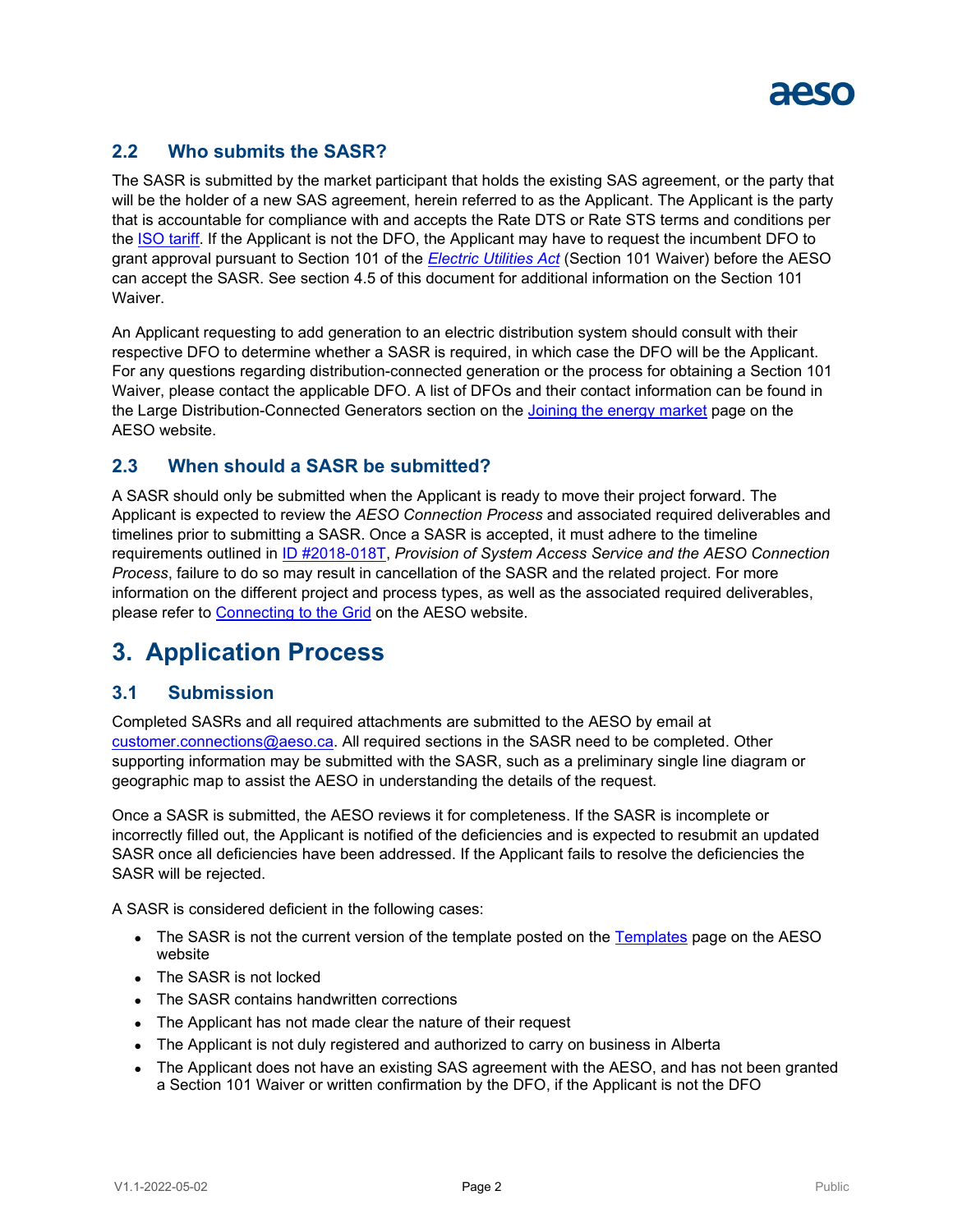## 2.2 Who submits the SASR?

The SASR is submitted by the market participant that holds the existing SAS agreement, or the party that will be the holder of a new SAS agreement, herein referred to as the Applicant. The Applicant is the party that is accountable for compliance with and accepts the Rate DTS or Rate STS terms and conditions per the ISO tariff. If the Applicant is not the DFO, the Applicant may have to request the incumbent DFO to grant approval pursuant to Section 101 of the *Electric Utilities Act* (Section 101 Waiver) before the AESO can accept the SASR. See section 4.5 of this document for additional information on the Section 101 Waiver.

An Applicant requesting to add generation to an electric distribution system should consult with their respective DFO to determine whether a SASR is required, in which case the DFO will be the Applicant. For any questions regarding distribution-connected generation or the process for obtaining a Section 101 Waiver, please contact the applicable DFO. A list of DFOs and their contact information can be found in the Large Distribution-Connected Generators section on the Joining the energy market page on the AESO website.

## 2.3 When should a SASR be submitted?

A SASR should only be submitted when the Applicant is ready to move their project forward. The Applicant is expected to review the *AESO Connection Process* and associated required deliverables and timelines prior to submitting a SASR. Once a SASR is accepted, it must adhere to the timeline requirements outlined in ID #2018-018T, *Provision of System Access Service and the AESO Connection Process*, failure to do so may result in cancellation of the SASR and the related project. For more information on the different project and process types, as well as the associated required deliverables, please refer to Connecting to the Grid on the AESO website.

# 3. Application Process

## 3.1 Submission

Completed SASRs and all required attachments are submitted to the AESO by email at customer.connections@aeso.ca. All required sections in the SASR need to be completed. Other supporting information may be submitted with the SASR, such as a preliminary single line diagram or geographic map to assist the AESO in understanding the details of the request.

Once a SASR is submitted, the AESO reviews it for completeness. If the SASR is incomplete or incorrectly filled out, the Applicant is notified of the deficiencies and is expected to resubmit an updated SASR once all deficiencies have been addressed. If the Applicant fails to resolve the deficiencies the SASR will be rejected.

A SASR is considered deficient in the following cases:

- The SASR is not the current version of the template posted on the Templates page on the AESO website
- The SASR is not locked
- The SASR contains handwritten corrections
- The Applicant has not made clear the nature of their request
- The Applicant is not duly registered and authorized to carry on business in Alberta
- The Applicant does not have an existing SAS agreement with the AESO, and has not been granted a Section 101 Waiver or written confirmation by the DFO, if the Applicant is not the DFO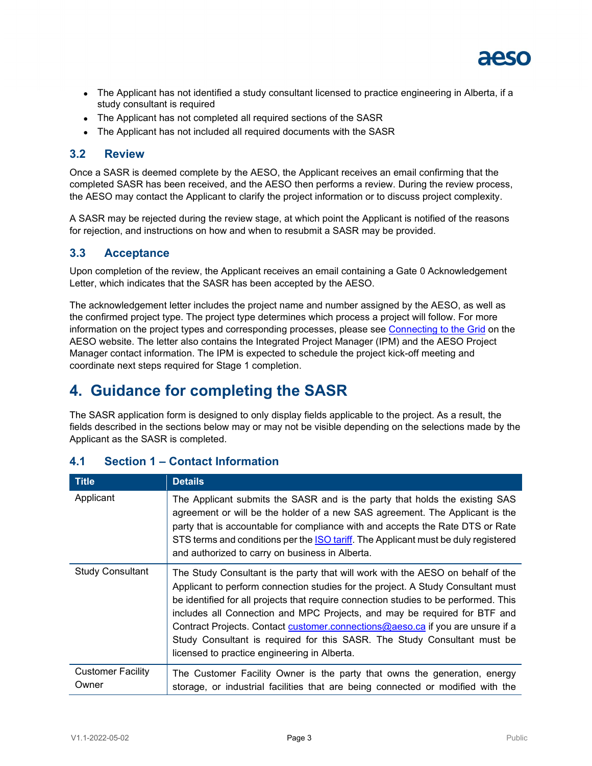- The Applicant has not identified a study consultant licensed to practice engineering in Alberta, if a study consultant is required
- The Applicant has not completed all required sections of the SASR
- The Applicant has not included all required documents with the SASR

## 3.2 Review

Once a SASR is deemed complete by the AESO, the Applicant receives an email confirming that the completed SASR has been received, and the AESO then performs a review. During the review process, the AESO may contact the Applicant to clarify the project information or to discuss project complexity.

A SASR may be rejected during the review stage, at which point the Applicant is notified of the reasons for rejection, and instructions on how and when to resubmit a SASR may be provided.

## 3.3 Acceptance

Upon completion of the review, the Applicant receives an email containing a Gate 0 Acknowledgement Letter, which indicates that the SASR has been accepted by the AESO.

The acknowledgement letter includes the project name and number assigned by the AESO, as well as the confirmed project type. The project type determines which process a project will follow. For more information on the project types and corresponding processes, please see Connecting to the Grid on the AESO website. The letter also contains the Integrated Project Manager (IPM) and the AESO Project Manager contact information. The IPM is expected to schedule the project kick-off meeting and coordinate next steps required for Stage 1 completion.

# 4. Guidance for completing the SASR

The SASR application form is designed to only display fields applicable to the project. As a result, the fields described in the sections below may or may not be visible depending on the selections made by the Applicant as the SASR is completed.

## 4.1 Section 1 – Contact Information

| Title | Details |
|---|---|
| Applicant | The Applicant submits the SASR and is the party that holds the existing SAS agreement or will be the holder of a new SAS agreement. The Applicant is the party that is accountable for compliance with and accepts the Rate DTS or Rate STS terms and conditions per the ISO tariff. The Applicant must be duly registered and authorized to carry on business in Alberta. |
| Study Consultant | The Study Consultant is the party that will work with the AESO on behalf of the Applicant to perform connection studies for the project. A Study Consultant must be identified for all projects that require connection studies to be performed. This includes all Connection and MPC Projects, and may be required for BTF and Contract Projects. Contact customer.connections@aeso.ca if you are unsure if a Study Consultant is required for this SASR. The Study Consultant must be licensed to practice engineering in Alberta. |
| Customer Facility Owner | The Customer Facility Owner is the party that owns the generation, energy storage, or industrial facilities that are being connected or modified with the |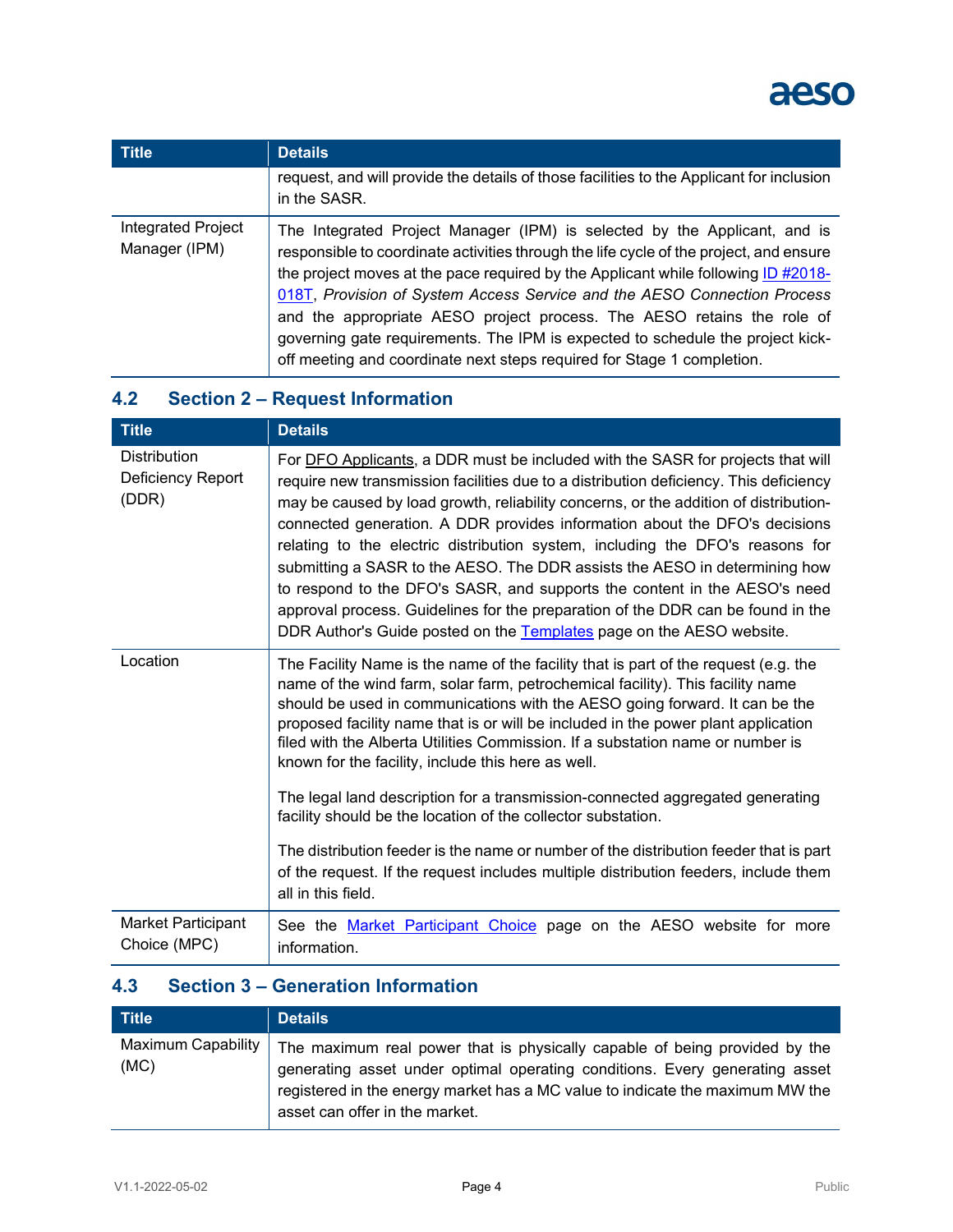| Title | Details |
|---|---|
| | request, and will provide the details of those facilities to the Applicant for inclusion in the SASR. |
| Integrated Project Manager (IPM) | The Integrated Project Manager (IPM) is selected by the Applicant, and is responsible to coordinate activities through the life cycle of the project, and ensure the project moves at the pace required by the Applicant while following ID #2018-018T, *Provision of System Access Service and the AESO Connection Process* and the appropriate AESO project process. The AESO retains the role of governing gate requirements. The IPM is expected to schedule the project kick-off meeting and coordinate next steps required for Stage 1 completion. |

## 4.2 Section 2 – Request Information

| Title | Details |
|---|---|
| Distribution Deficiency Report (DDR) | For DFO Applicants, a DDR must be included with the SASR for projects that will require new transmission facilities due to a distribution deficiency. This deficiency may be caused by load growth, reliability concerns, or the addition of distribution-connected generation. A DDR provides information about the DFO's decisions relating to the electric distribution system, including the DFO's reasons for submitting a SASR to the AESO. The DDR assists the AESO in determining how to respond to the DFO's SASR, and supports the content in the AESO's need approval process. Guidelines for the preparation of the DDR can be found in the DDR Author's Guide posted on the Templates page on the AESO website. |
| Location | The Facility Name is the name of the facility that is part of the request (e.g. the name of the wind farm, solar farm, petrochemical facility). This facility name should be used in communications with the AESO going forward. It can be the proposed facility name that is or will be included in the power plant application filed with the Alberta Utilities Commission. If a substation name or number is known for the facility, include this here as well.<br><br>The legal land description for a transmission-connected aggregated generating facility should be the location of the collector substation.<br><br>The distribution feeder is the name or number of the distribution feeder that is part of the request. If the request includes multiple distribution feeders, include them all in this field. |
| Market Participant Choice (MPC) | See the Market Participant Choice page on the AESO website for more information. |

## 4.3 Section 3 – Generation Information

| Title | Details |
|---|---|
| Maximum Capability (MC) | The maximum real power that is physically capable of being provided by the generating asset under optimal operating conditions. Every generating asset registered in the energy market has a MC value to indicate the maximum MW the asset can offer in the market. |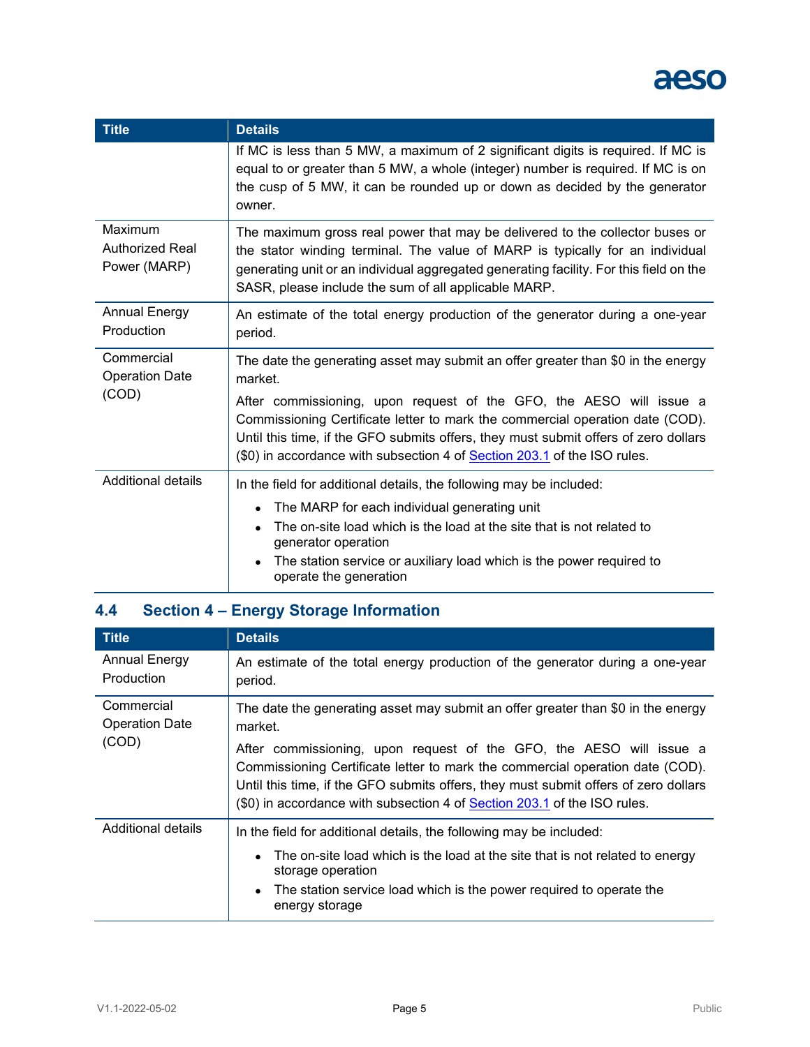| Title | Details |
| --- | --- |
| | If MC is less than 5 MW, a maximum of 2 significant digits is required. If MC is equal to or greater than 5 MW, a whole (integer) number is required. If MC is on the cusp of 5 MW, it can be rounded up or down as decided by the generator owner. |
| Maximum Authorized Real Power (MARP) | The maximum gross real power that may be delivered to the collector buses or the stator winding terminal. The value of MARP is typically for an individual generating unit or an individual aggregated generating facility. For this field on the SASR, please include the sum of all applicable MARP. |
| Annual Energy Production | An estimate of the total energy production of the generator during a one-year period. |
| Commercial Operation Date (COD) | The date the generating asset may submit an offer greater than $0 in the energy market.<br><br>After commissioning, upon request of the GFO, the AESO will issue a Commissioning Certificate letter to mark the commercial operation date (COD). Until this time, if the GFO submits offers, they must submit offers of zero dollars ($0) in accordance with subsection 4 of Section 203.1 of the ISO rules. |
| Additional details | In the field for additional details, the following may be included:<br>• The MARP for each individual generating unit<br>• The on-site load which is the load at the site that is not related to generator operation<br>• The station service or auxiliary load which is the power required to operate the generation |

## 4.4 Section 4 – Energy Storage Information

| Title | Details |
| --- | --- |
| Annual Energy Production | An estimate of the total energy production of the generator during a one-year period. |
| Commercial Operation Date (COD) | The date the generating asset may submit an offer greater than $0 in the energy market.<br><br>After commissioning, upon request of the GFO, the AESO will issue a Commissioning Certificate letter to mark the commercial operation date (COD). Until this time, if the GFO submits offers, they must submit offers of zero dollars ($0) in accordance with subsection 4 of Section 203.1 of the ISO rules. |
| Additional details | In the field for additional details, the following may be included:<br>• The on-site load which is the load at the site that is not related to energy storage operation<br>• The station service load which is the power required to operate the energy storage |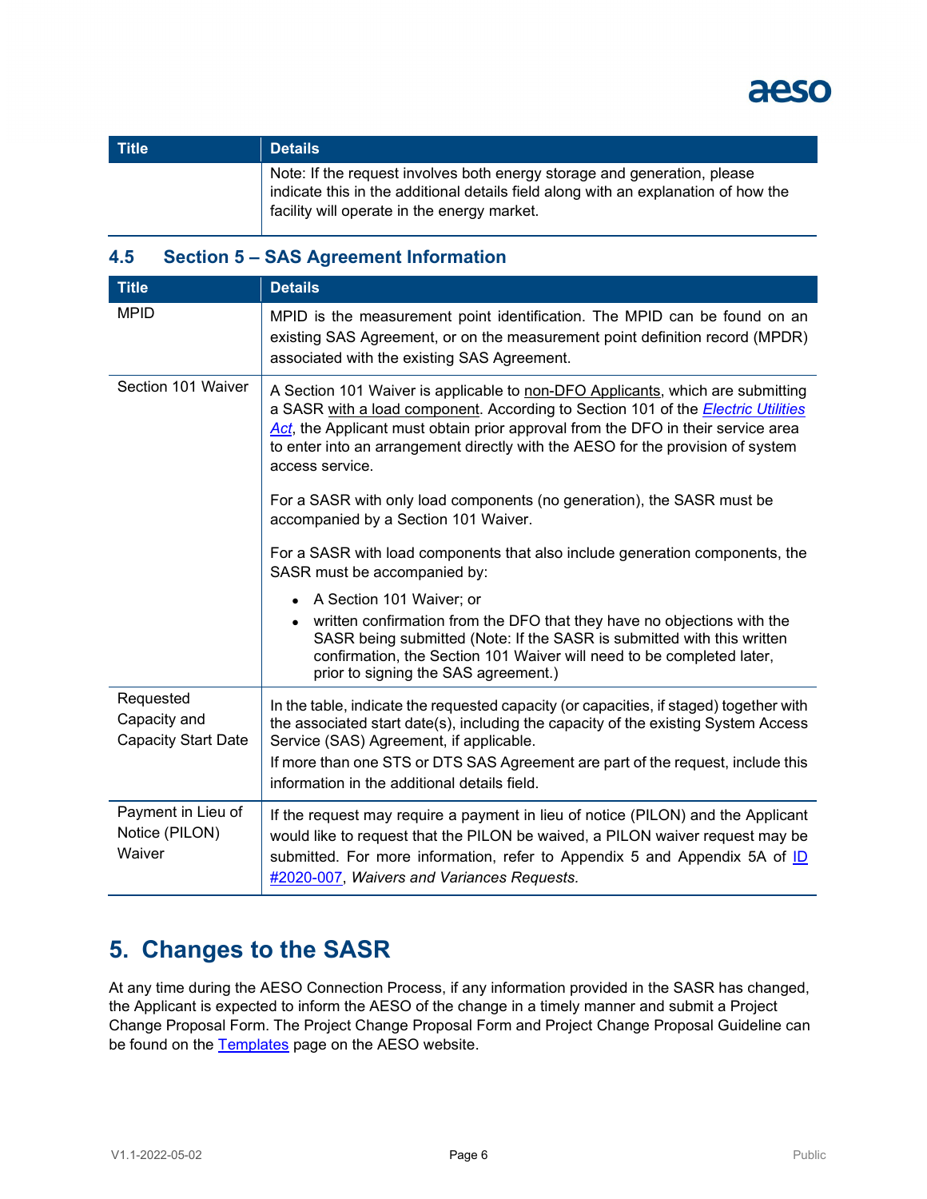| Title | Details |
| --- | --- |
| | Note: If the request involves both energy storage and generation, please indicate this in the additional details field along with an explanation of how the facility will operate in the energy market. |

### 4.5 Section 5 – SAS Agreement Information

| Title | Details |
| --- | --- |
| MPID | MPID is the measurement point identification. The MPID can be found on an existing SAS Agreement, or on the measurement point definition record (MPDR) associated with the existing SAS Agreement. |
| Section 101 Waiver | A Section 101 Waiver is applicable to non-DFO Applicants, which are submitting a SASR with a load component. According to Section 101 of the *Electric Utilities Act*, the Applicant must obtain prior approval from the DFO in their service area to enter into an arrangement directly with the AESO for the provision of system access service.<br><br>For a SASR with only load components (no generation), the SASR must be accompanied by a Section 101 Waiver.<br><br>For a SASR with load components that also include generation components, the SASR must be accompanied by:<br>• A Section 101 Waiver; or<br>• written confirmation from the DFO that they have no objections with the SASR being submitted (Note: If the SASR is submitted with this written confirmation, the Section 101 Waiver will need to be completed later, prior to signing the SAS agreement.) |
| Requested Capacity and Capacity Start Date | In the table, indicate the requested capacity (or capacities, if staged) together with the associated start date(s), including the capacity of the existing System Access Service (SAS) Agreement, if applicable.<br>If more than one STS or DTS SAS Agreement are part of the request, include this information in the additional details field. |
| Payment in Lieu of Notice (PILON) Waiver | If the request may require a payment in lieu of notice (PILON) and the Applicant would like to request that the PILON be waived, a PILON waiver request may be submitted. For more information, refer to Appendix 5 and Appendix 5A of ID #2020-007, *Waivers and Variances Requests.* |

## 5. Changes to the SASR

At any time during the AESO Connection Process, if any information provided in the SASR has changed, the Applicant is expected to inform the AESO of the change in a timely manner and submit a Project Change Proposal Form. The Project Change Proposal Form and Project Change Proposal Guideline can be found on the Templates page on the AESO website.